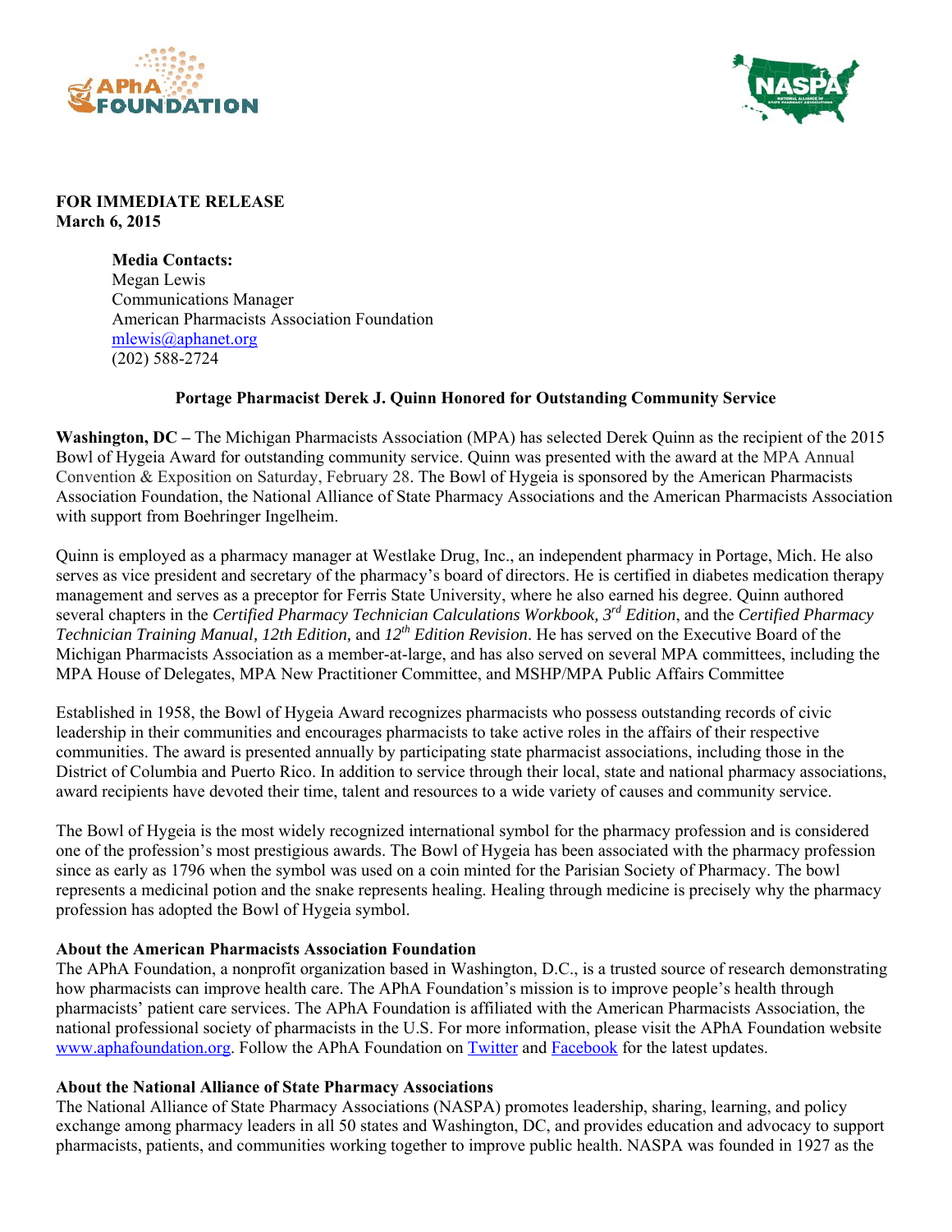**FOR IMMEDIATE RELEASE**
**March 6, 2015**

**Media Contacts:**
Megan Lewis
Communications Manager
American Pharmacists Association Foundation
mlewis@aphanet.org
(202) 588-2724

**Portage Pharmacist Derek J. Quinn Honored for Outstanding Community Service**

**Washington, DC –** The Michigan Pharmacists Association (MPA) has selected Derek Quinn as the recipient of the 2015 Bowl of Hygeia Award for outstanding community service. Quinn was presented with the award at the MPA Annual Convention & Exposition on Saturday, February 28. The Bowl of Hygeia is sponsored by the American Pharmacists Association Foundation, the National Alliance of State Pharmacy Associations and the American Pharmacists Association with support from Boehringer Ingelheim.

Quinn is employed as a pharmacy manager at Westlake Drug, Inc., an independent pharmacy in Portage, Mich. He also serves as vice president and secretary of the pharmacy's board of directors. He is certified in diabetes medication therapy management and serves as a preceptor for Ferris State University, where he also earned his degree. Quinn authored several chapters in the *Certified Pharmacy Technician Calculations Workbook, 3rd Edition*, and the *Certified Pharmacy Technician Training Manual, 12th Edition,* and *12th Edition Revision*. He has served on the Executive Board of the Michigan Pharmacists Association as a member-at-large, and has also served on several MPA committees, including the MPA House of Delegates, MPA New Practitioner Committee, and MSHP/MPA Public Affairs Committee

Established in 1958, the Bowl of Hygeia Award recognizes pharmacists who possess outstanding records of civic leadership in their communities and encourages pharmacists to take active roles in the affairs of their respective communities. The award is presented annually by participating state pharmacist associations, including those in the District of Columbia and Puerto Rico. In addition to service through their local, state and national pharmacy associations, award recipients have devoted their time, talent and resources to a wide variety of causes and community service.

The Bowl of Hygeia is the most widely recognized international symbol for the pharmacy profession and is considered one of the profession's most prestigious awards. The Bowl of Hygeia has been associated with the pharmacy profession since as early as 1796 when the symbol was used on a coin minted for the Parisian Society of Pharmacy. The bowl represents a medicinal potion and the snake represents healing. Healing through medicine is precisely why the pharmacy profession has adopted the Bowl of Hygeia symbol.

**About the American Pharmacists Association Foundation**
The APhA Foundation, a nonprofit organization based in Washington, D.C., is a trusted source of research demonstrating how pharmacists can improve health care. The APhA Foundation's mission is to improve people's health through pharmacists' patient care services. The APhA Foundation is affiliated with the American Pharmacists Association, the national professional society of pharmacists in the U.S. For more information, please visit the APhA Foundation website www.aphafoundation.org. Follow the APhA Foundation on Twitter and Facebook for the latest updates.

**About the National Alliance of State Pharmacy Associations**
The National Alliance of State Pharmacy Associations (NASPA) promotes leadership, sharing, learning, and policy exchange among pharmacy leaders in all 50 states and Washington, DC, and provides education and advocacy to support pharmacists, patients, and communities working together to improve public health. NASPA was founded in 1927 as the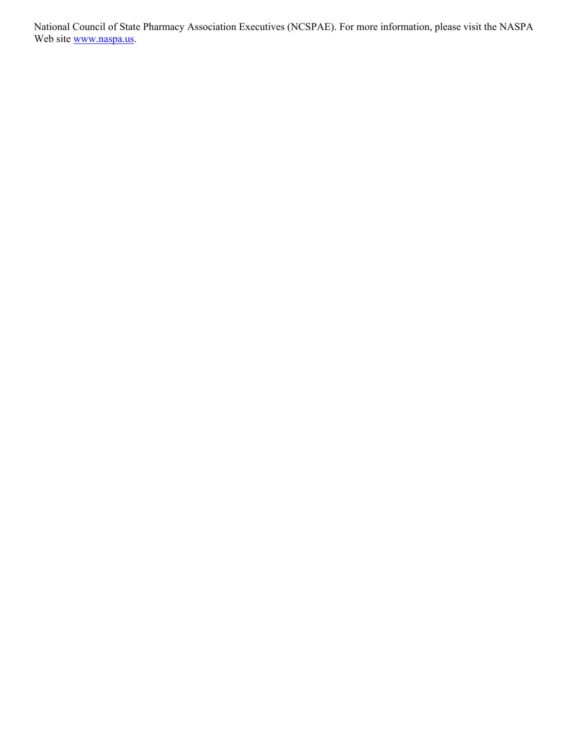National Council of State Pharmacy Association Executives (NCSPAE). For more information, please visit the NASPA Web site [www.naspa.us](http://www.naspa.us).